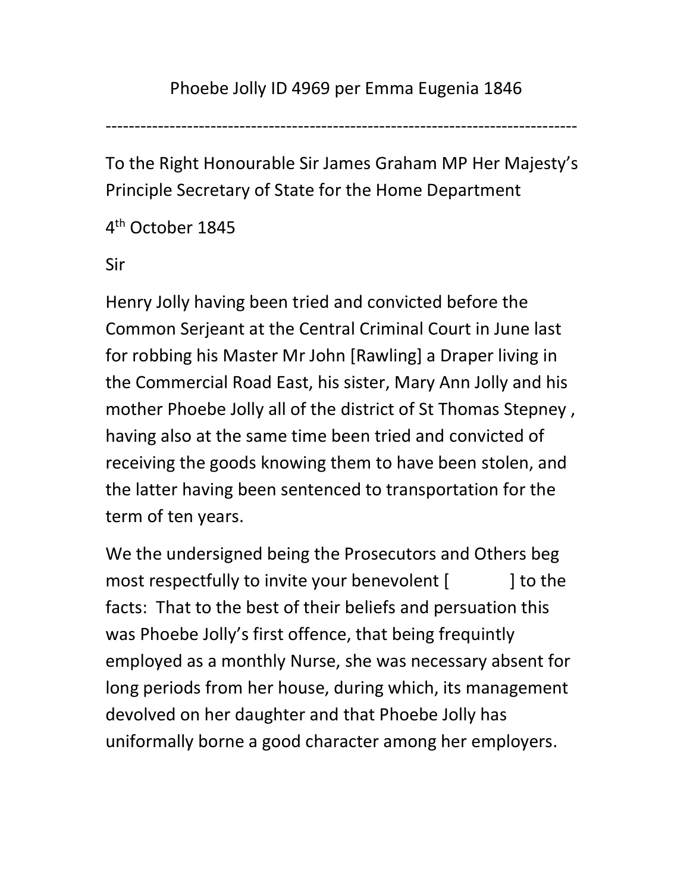Phoebe Jolly ID 4969 per Emma Eugenia 1846

---

To the Right Honourable Sir James Graham MP Her Majesty's Principle Secretary of State for the Home Department

4th October 1845

Sir

Henry Jolly having been tried and convicted before the Common Serjeant at the Central Criminal Court in June last for robbing his Master Mr John [Rawling] a Draper living in the Commercial Road East, his sister, Mary Ann Jolly and his mother Phoebe Jolly all of the district of St Thomas Stepney , having also at the same time been tried and convicted of receiving the goods knowing them to have been stolen, and the latter having been sentenced to transportation for the term of ten years.

We the undersigned being the Prosecutors and Others beg most respectfully to invite your benevolent [ ] to the facts: That to the best of their beliefs and persuation this was Phoebe Jolly's first offence, that being frequintly employed as a monthly Nurse, she was necessary absent for long periods from her house, during which, its management devolved on her daughter and that Phoebe Jolly has uniformally borne a good character among her employers.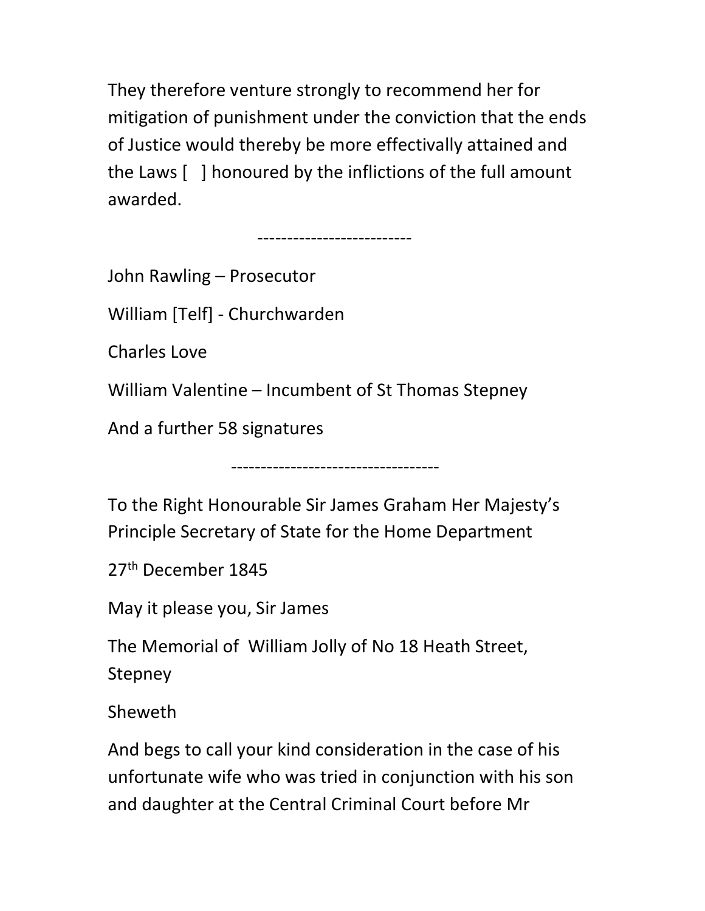They therefore venture strongly to recommend her for mitigation of punishment under the conviction that the ends of Justice would thereby be more effectivally attained and the Laws [   ] honoured by the inflictions of the full amount awarded.

--------------------------

John Rawling – Prosecutor

William [Telf] - Churchwarden

Charles Love

William Valentine – Incumbent of St Thomas Stepney

And a further 58 signatures

-----------------------------------

To the Right Honourable Sir James Graham Her Majesty's Principle Secretary of State for the Home Department

27th December 1845

May it please you, Sir James

The Memorial of  William Jolly of No 18 Heath Street, Stepney

Sheweth

And begs to call your kind consideration in the case of his unfortunate wife who was tried in conjunction with his son and daughter at the Central Criminal Court before Mr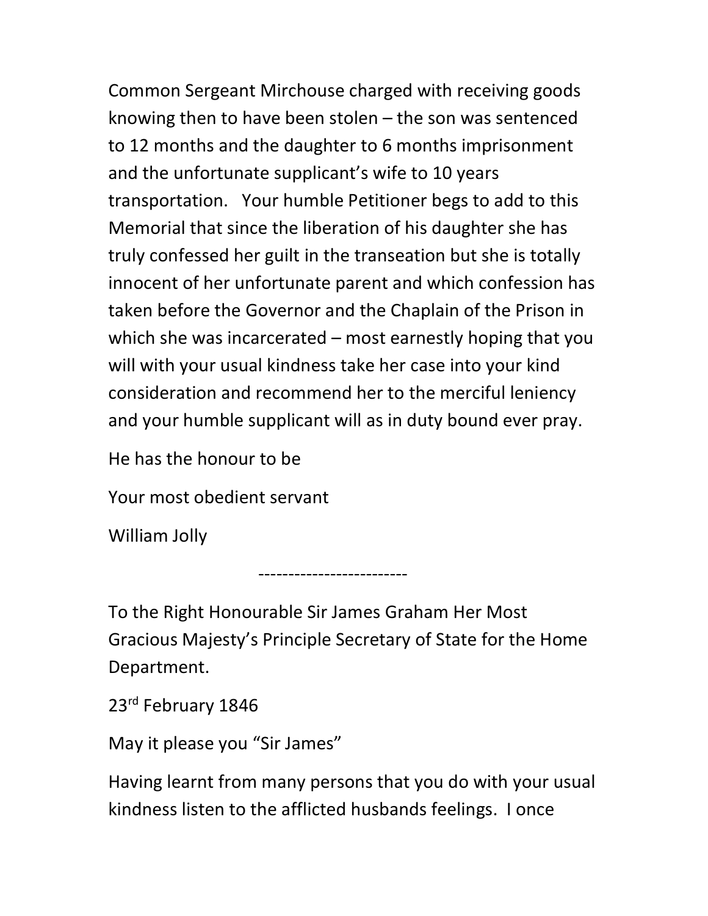Common Sergeant Mirchouse charged with receiving goods knowing then to have been stolen – the son was sentenced to 12 months and the daughter to 6 months imprisonment and the unfortunate supplicant's wife to 10 years transportation. Your humble Petitioner begs to add to this Memorial that since the liberation of his daughter she has truly confessed her guilt in the transeation but she is totally innocent of her unfortunate parent and which confession has taken before the Governor and the Chaplain of the Prison in which she was incarcerated – most earnestly hoping that you will with your usual kindness take her case into your kind consideration and recommend her to the merciful leniency and your humble supplicant will as in duty bound ever pray.

He has the honour to be

Your most obedient servant

William Jolly

-------------------------

To the Right Honourable Sir James Graham Her Most Gracious Majesty's Principle Secretary of State for the Home Department.

23rd February 1846

May it please you "Sir James"

Having learnt from many persons that you do with your usual kindness listen to the afflicted husbands feelings. I once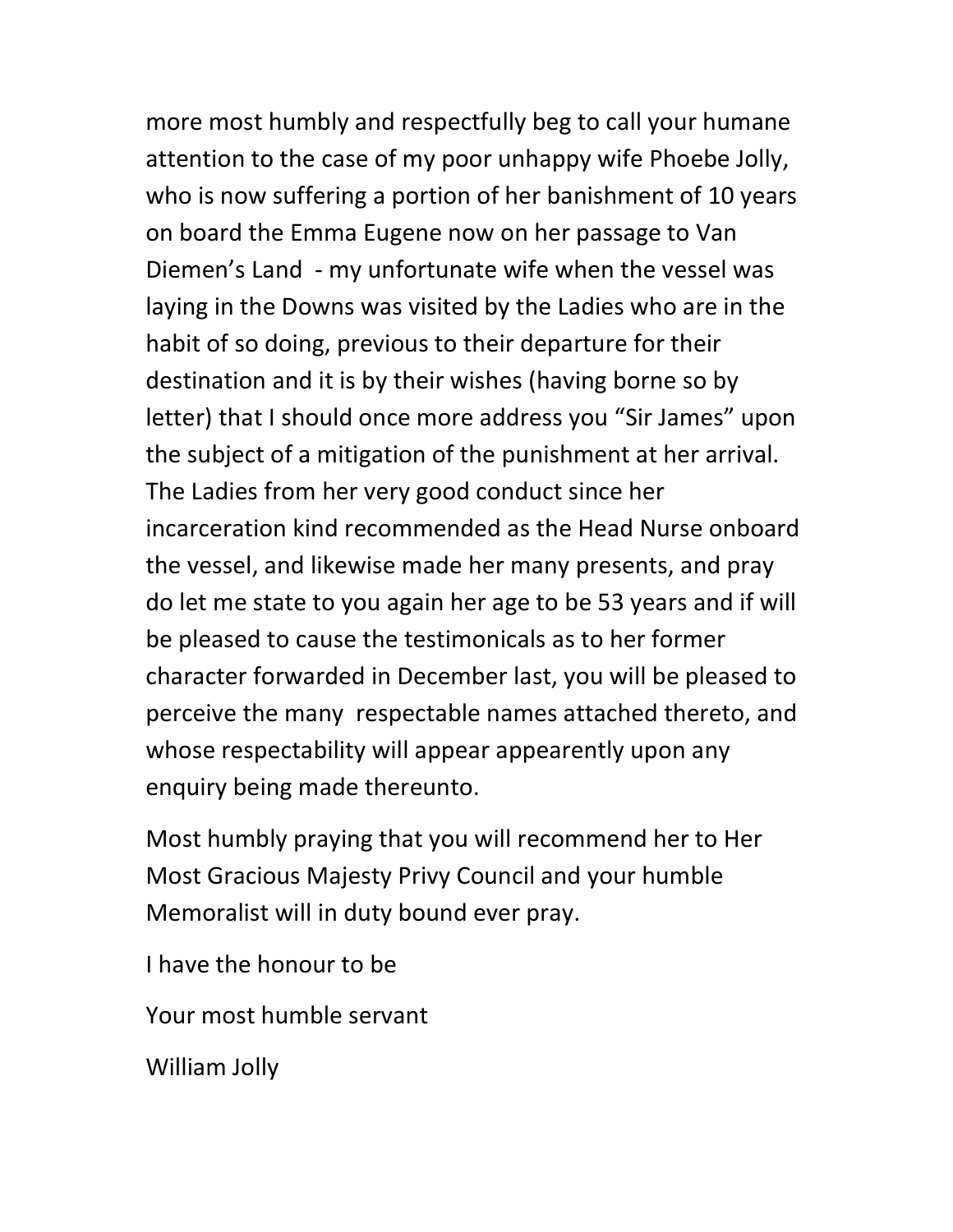more most humbly and respectfully beg to call your humane attention to the case of my poor unhappy wife Phoebe Jolly, who is now suffering a portion of her banishment of 10 years on board the Emma Eugene now on her passage to Van Diemen's Land - my unfortunate wife when the vessel was laying in the Downs was visited by the Ladies who are in the habit of so doing, previous to their departure for their destination and it is by their wishes (having borne so by letter) that I should once more address you "Sir James" upon the subject of a mitigation of the punishment at her arrival. The Ladies from her very good conduct since her incarceration kind recommended as the Head Nurse onboard the vessel, and likewise made her many presents, and pray do let me state to you again her age to be 53 years and if will be pleased to cause the testimonicals as to her former character forwarded in December last, you will be pleased to perceive the many respectable names attached thereto, and whose respectability will appear appearently upon any enquiry being made thereunto.

Most humbly praying that you will recommend her to Her Most Gracious Majesty Privy Council and your humble Memoralist will in duty bound ever pray.

I have the honour to be

Your most humble servant

William Jolly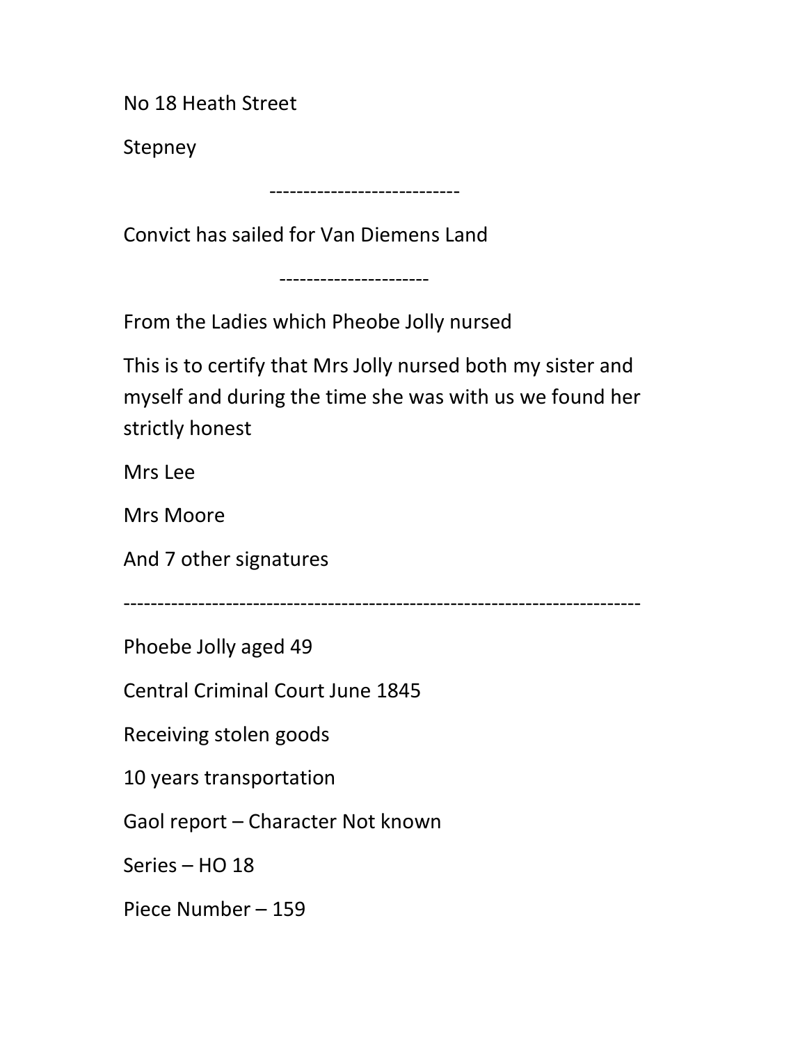No 18 Heath Street

Stepney

----------------------------

Convict has sailed for Van Diemens Land

----------------------

From the Ladies which Pheobe Jolly nursed

This is to certify that Mrs Jolly nursed both my sister and myself and during the time she was with us we found her strictly honest

Mrs Lee

Mrs Moore

And 7 other signatures

---------------------------------------------------------------------------

Phoebe Jolly aged 49

Central Criminal Court June 1845

Receiving stolen goods

10 years transportation

Gaol report – Character Not known

Series – HO 18

Piece Number – 159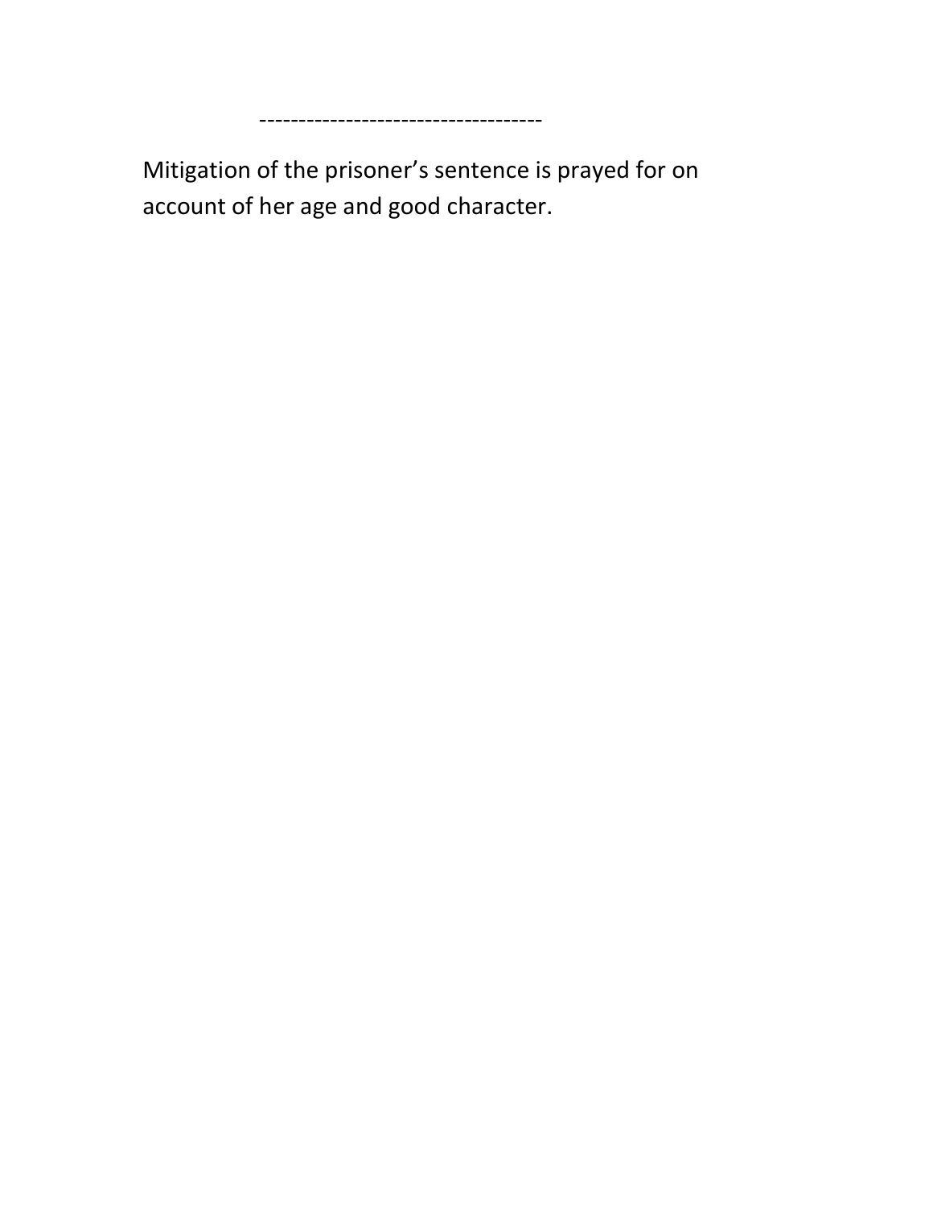-----------------------------------

Mitigation of the prisoner's sentence is prayed for on account of her age and good character.